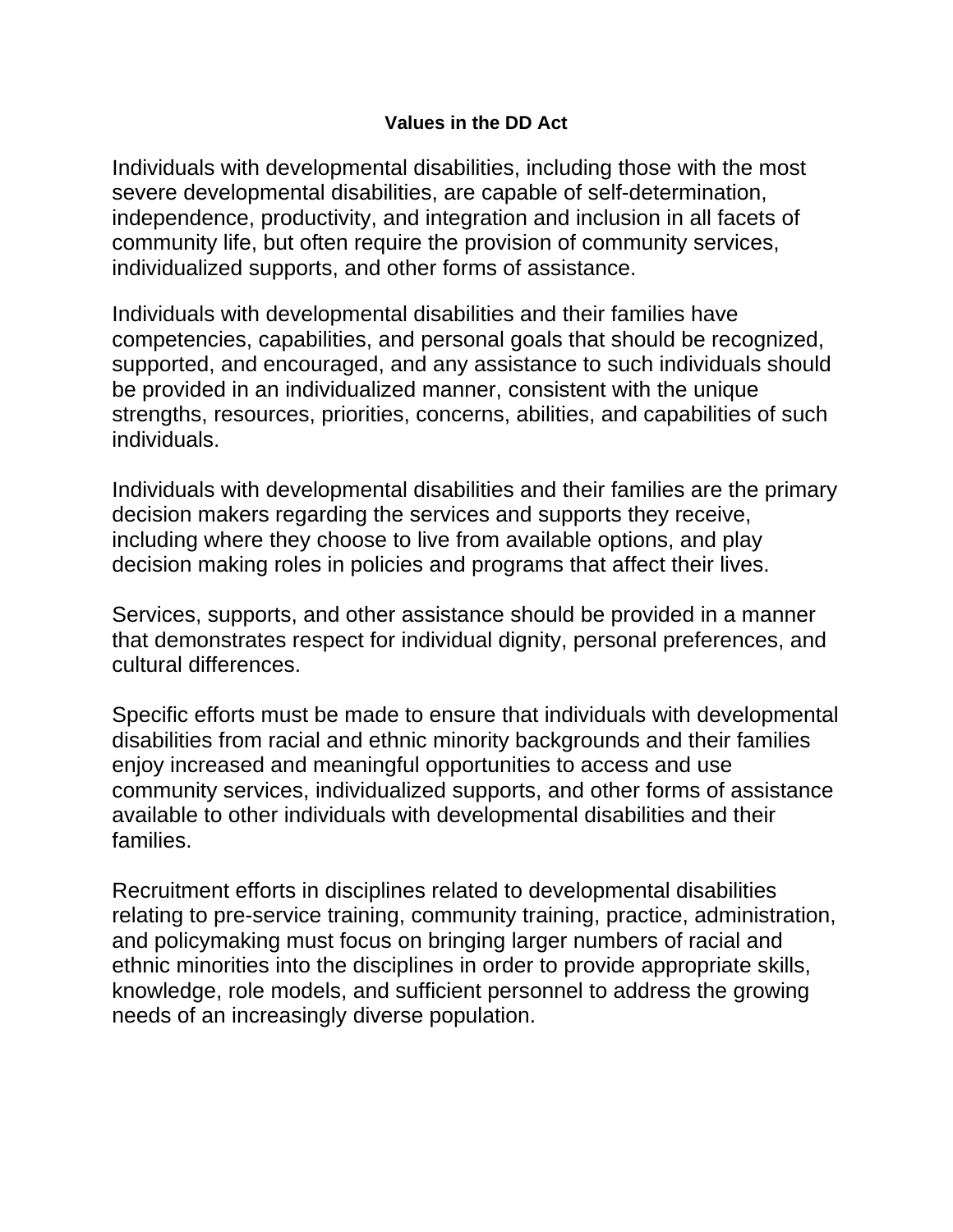# Values in the DD Act

Individuals with developmental disabilities, including those with the most severe developmental disabilities, are capable of self-determination, independence, productivity, and integration and inclusion in all facets of community life, but often require the provision of community services, individualized supports, and other forms of assistance.

Individuals with developmental disabilities and their families have competencies, capabilities, and personal goals that should be recognized, supported, and encouraged, and any assistance to such individuals should be provided in an individualized manner, consistent with the unique strengths, resources, priorities, concerns, abilities, and capabilities of such individuals.

Individuals with developmental disabilities and their families are the primary decision makers regarding the services and supports they receive, including where they choose to live from available options, and play decision making roles in policies and programs that affect their lives.

Services, supports, and other assistance should be provided in a manner that demonstrates respect for individual dignity, personal preferences, and cultural differences.

Specific efforts must be made to ensure that individuals with developmental disabilities from racial and ethnic minority backgrounds and their families enjoy increased and meaningful opportunities to access and use community services, individualized supports, and other forms of assistance available to other individuals with developmental disabilities and their families.

Recruitment efforts in disciplines related to developmental disabilities relating to pre-service training, community training, practice, administration, and policymaking must focus on bringing larger numbers of racial and ethnic minorities into the disciplines in order to provide appropriate skills, knowledge, role models, and sufficient personnel to address the growing needs of an increasingly diverse population.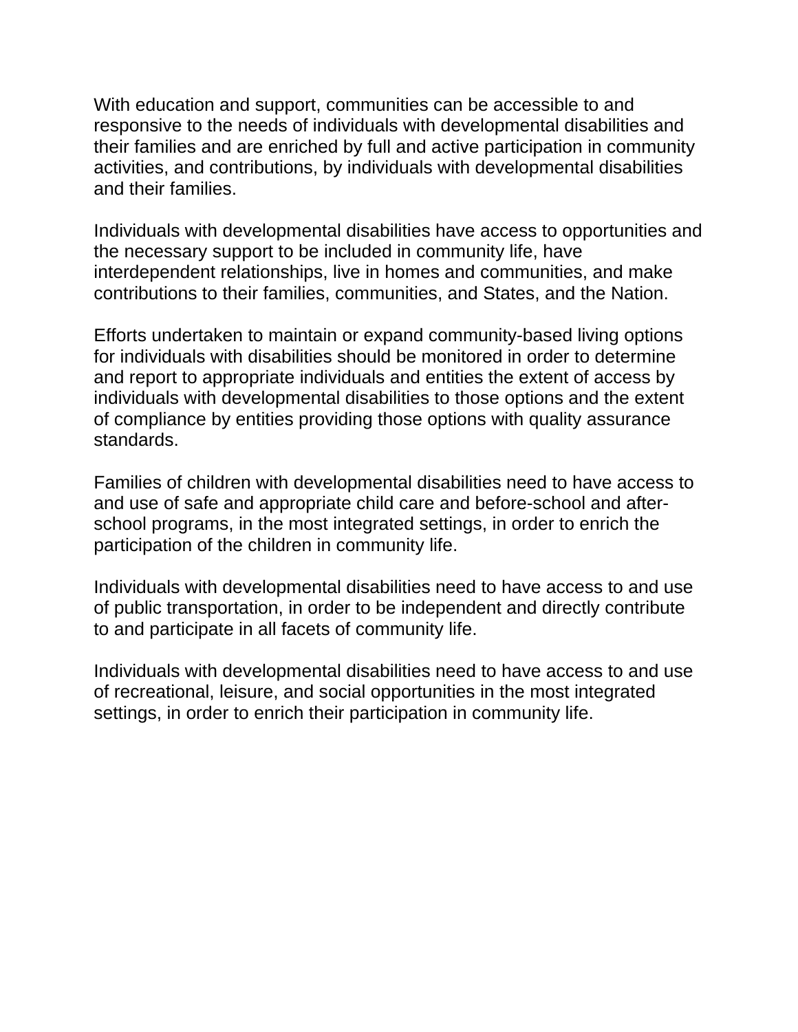With education and support, communities can be accessible to and responsive to the needs of individuals with developmental disabilities and their families and are enriched by full and active participation in community activities, and contributions, by individuals with developmental disabilities and their families.

Individuals with developmental disabilities have access to opportunities and the necessary support to be included in community life, have interdependent relationships, live in homes and communities, and make contributions to their families, communities, and States, and the Nation.

Efforts undertaken to maintain or expand community-based living options for individuals with disabilities should be monitored in order to determine and report to appropriate individuals and entities the extent of access by individuals with developmental disabilities to those options and the extent of compliance by entities providing those options with quality assurance standards.

Families of children with developmental disabilities need to have access to and use of safe and appropriate child care and before-school and after-school programs, in the most integrated settings, in order to enrich the participation of the children in community life.

Individuals with developmental disabilities need to have access to and use of public transportation, in order to be independent and directly contribute to and participate in all facets of community life.

Individuals with developmental disabilities need to have access to and use of recreational, leisure, and social opportunities in the most integrated settings, in order to enrich their participation in community life.